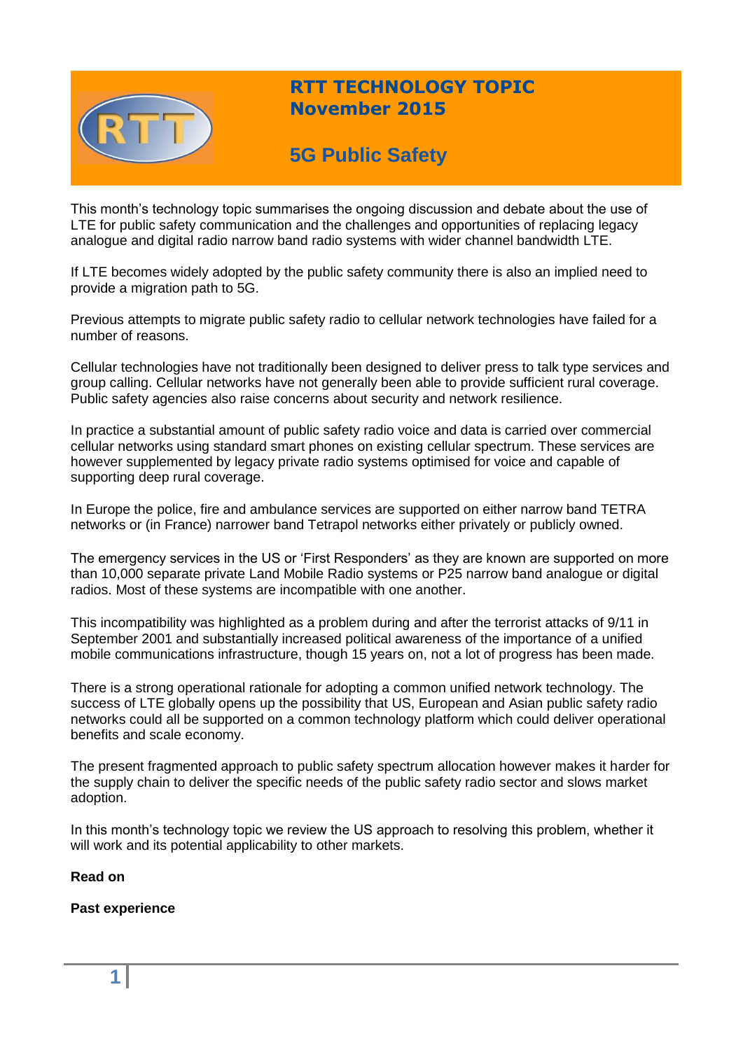# RTT TECHNOLOGY TOPIC
## November 2015

## 5G Public Safety

This month's technology topic summarises the ongoing discussion and debate about the use of LTE for public safety communication and the challenges and opportunities of replacing legacy analogue and digital radio narrow band radio systems with wider channel bandwidth LTE.

If LTE becomes widely adopted by the public safety community there is also an implied need to provide a migration path to 5G.

Previous attempts to migrate public safety radio to cellular network technologies have failed for a number of reasons.

Cellular technologies have not traditionally been designed to deliver press to talk type services and group calling. Cellular networks have not generally been able to provide sufficient rural coverage. Public safety agencies also raise concerns about security and network resilience.

In practice a substantial amount of public safety radio voice and data is carried over commercial cellular networks using standard smart phones on existing cellular spectrum. These services are however supplemented by legacy private radio systems optimised for voice and capable of supporting deep rural coverage.

In Europe the police, fire and ambulance services are supported on either narrow band TETRA networks or (in France) narrower band Tetrapol networks either privately or publicly owned.

The emergency services in the US or 'First Responders' as they are known are supported on more than 10,000 separate private Land Mobile Radio systems or P25 narrow band analogue or digital radios. Most of these systems are incompatible with one another.

This incompatibility was highlighted as a problem during and after the terrorist attacks of 9/11 in September 2001 and substantially increased political awareness of the importance of a unified mobile communications infrastructure, though 15 years on, not a lot of progress has been made.

There is a strong operational rationale for adopting a common unified network technology. The success of LTE globally opens up the possibility that US, European and Asian public safety radio networks could all be supported on a common technology platform which could deliver operational benefits and scale economy.

The present fragmented approach to public safety spectrum allocation however makes it harder for the supply chain to deliver the specific needs of the public safety radio sector and slows market adoption.

In this month's technology topic we review the US approach to resolving this problem, whether it will work and its potential applicability to other markets.

**Read on**

**Past experience**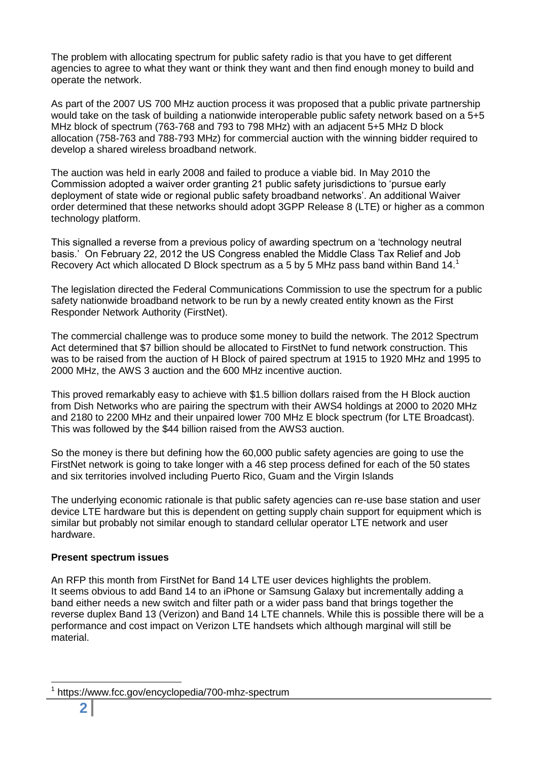The problem with allocating spectrum for public safety radio is that you have to get different agencies to agree to what they want or think they want and then find enough money to build and operate the network.

As part of the 2007 US 700 MHz auction process it was proposed that a public private partnership would take on the task of building a nationwide interoperable public safety network based on a 5+5 MHz block of spectrum (763-768 and 793 to 798 MHz) with an adjacent 5+5 MHz D block allocation (758-763 and 788-793 MHz) for commercial auction with the winning bidder required to develop a shared wireless broadband network.

The auction was held in early 2008 and failed to produce a viable bid. In May 2010 the Commission adopted a waiver order granting 21 public safety jurisdictions to 'pursue early deployment of state wide or regional public safety broadband networks'. An additional Waiver order determined that these networks should adopt 3GPP Release 8 (LTE) or higher as a common technology platform.

This signalled a reverse from a previous policy of awarding spectrum on a 'technology neutral basis.' On February 22, 2012 the US Congress enabled the Middle Class Tax Relief and Job Recovery Act which allocated D Block spectrum as a 5 by 5 MHz pass band within Band 14.[1]

The legislation directed the Federal Communications Commission to use the spectrum for a public safety nationwide broadband network to be run by a newly created entity known as the First Responder Network Authority (FirstNet).

The commercial challenge was to produce some money to build the network. The 2012 Spectrum Act determined that $7 billion should be allocated to FirstNet to fund network construction. This was to be raised from the auction of H Block of paired spectrum at 1915 to 1920 MHz and 1995 to 2000 MHz, the AWS 3 auction and the 600 MHz incentive auction.

This proved remarkably easy to achieve with $1.5 billion dollars raised from the H Block auction from Dish Networks who are pairing the spectrum with their AWS4 holdings at 2000 to 2020 MHz and 2180 to 2200 MHz and their unpaired lower 700 MHz E block spectrum (for LTE Broadcast). This was followed by the $44 billion raised from the AWS3 auction.

So the money is there but defining how the 60,000 public safety agencies are going to use the FirstNet network is going to take longer with a 46 step process defined for each of the 50 states and six territories involved including Puerto Rico, Guam and the Virgin Islands

The underlying economic rationale is that public safety agencies can re-use base station and user device LTE hardware but this is dependent on getting supply chain support for equipment which is similar but probably not similar enough to standard cellular operator LTE network and user hardware.

**Present spectrum issues**

An RFP this month from FirstNet for Band 14 LTE user devices highlights the problem. It seems obvious to add Band 14 to an iPhone or Samsung Galaxy but incrementally adding a band either needs a new switch and filter path or a wider pass band that brings together the reverse duplex Band 13 (Verizon) and Band 14 LTE channels. While this is possible there will be a performance and cost impact on Verizon LTE handsets which although marginal will still be material.

[1] https://www.fcc.gov/encyclopedia/700-mhz-spectrum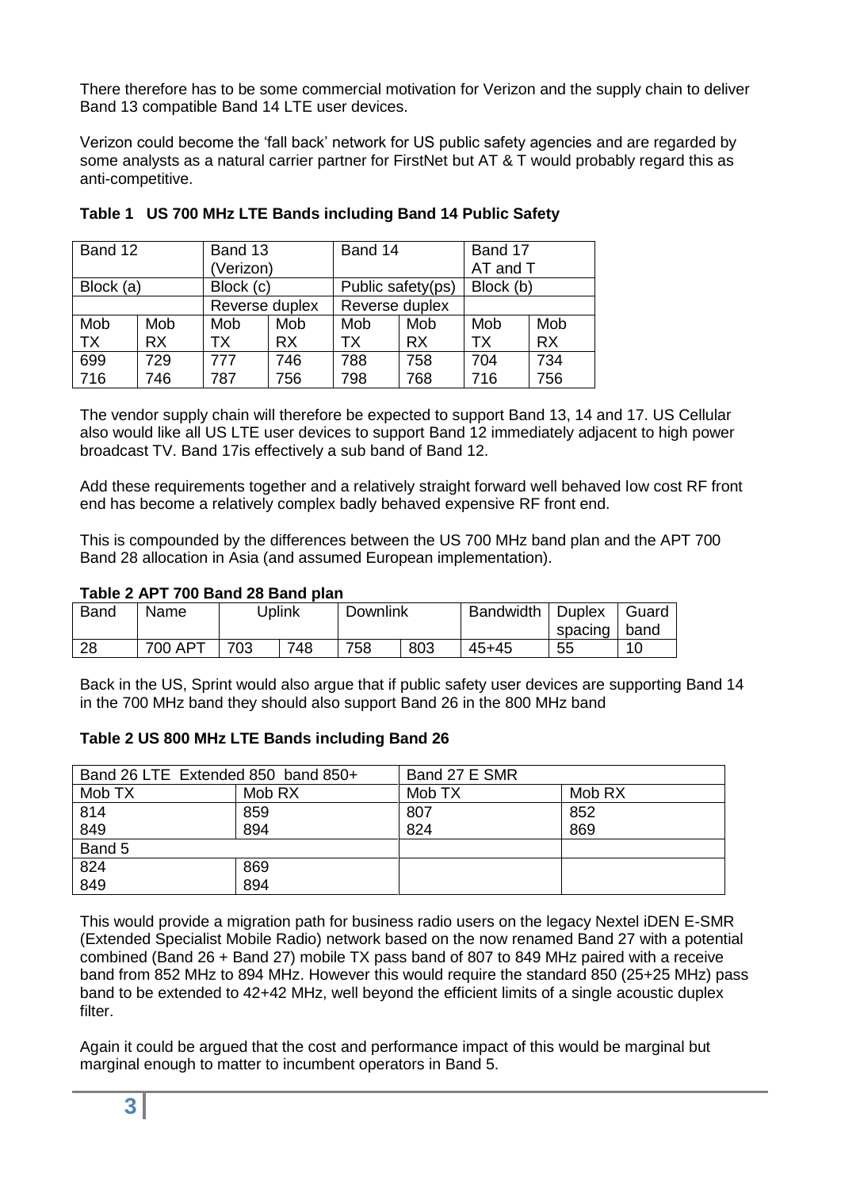There therefore has to be some commercial motivation for Verizon and the supply chain to deliver Band 13 compatible Band 14 LTE user devices.

Verizon could become the 'fall back' network for US public safety agencies and are regarded by some analysts as a natural carrier partner for FirstNet but AT & T would probably regard this as anti-competitive.

**Table 1 US 700 MHz LTE Bands including Band 14 Public Safety**

| Band 12 | | Band 13 (Verizon) | | Band 14 | | Band 17 AT and T | |
|---|---|---|---|---|---|---|---|
| Block (a) | | Block (c) | | Public safety(ps) | | Block (b) | |
| | | Reverse duplex | | Reverse duplex | | | |
| Mob TX | Mob RX | Mob TX | Mob RX | Mob TX | Mob RX | Mob TX | Mob RX |
| 699 716 | 729 746 | 777 787 | 746 756 | 788 798 | 758 768 | 704 716 | 734 756 |

The vendor supply chain will therefore be expected to support Band 13, 14 and 17. US Cellular also would like all US LTE user devices to support Band 12 immediately adjacent to high power broadcast TV. Band 17is effectively a sub band of Band 12.

Add these requirements together and a relatively straight forward well behaved low cost RF front end has become a relatively complex badly behaved expensive RF front end.

This is compounded by the differences between the US 700 MHz band plan and the APT 700 Band 28 allocation in Asia (and assumed European implementation).

**Table 2 APT 700 Band 28 Band plan**

| Band | Name | Uplink | | Downlink | | Bandwidth | Duplex spacing | Guard band |
|---|---|---|---|---|---|---|---|---|
| 28 | 700 APT | 703 | 748 | 758 | 803 | 45+45 | 55 | 10 |

Back in the US, Sprint would also argue that if public safety user devices are supporting Band 14 in the 700 MHz band they should also support Band 26 in the 800 MHz band

**Table 2 US 800 MHz LTE Bands including Band 26**

| Band 26 LTE Extended 850 band 850+ | | Band 27 E SMR | |
|---|---|---|---|
| Mob TX | Mob RX | Mob TX | Mob RX |
| 814 849 | 859 894 | 807 824 | 852 869 |
| Band 5 | | | |
| 824 849 | 869 894 | | |

This would provide a migration path for business radio users on the legacy Nextel iDEN E-SMR (Extended Specialist Mobile Radio) network based on the now renamed Band 27 with a potential combined (Band 26 + Band 27) mobile TX pass band of 807 to 849 MHz paired with a receive band from 852 MHz to 894 MHz. However this would require the standard 850 (25+25 MHz) pass band to be extended to 42+42 MHz, well beyond the efficient limits of a single acoustic duplex filter.

Again it could be argued that the cost and performance impact of this would be marginal but marginal enough to matter to incumbent operators in Band 5.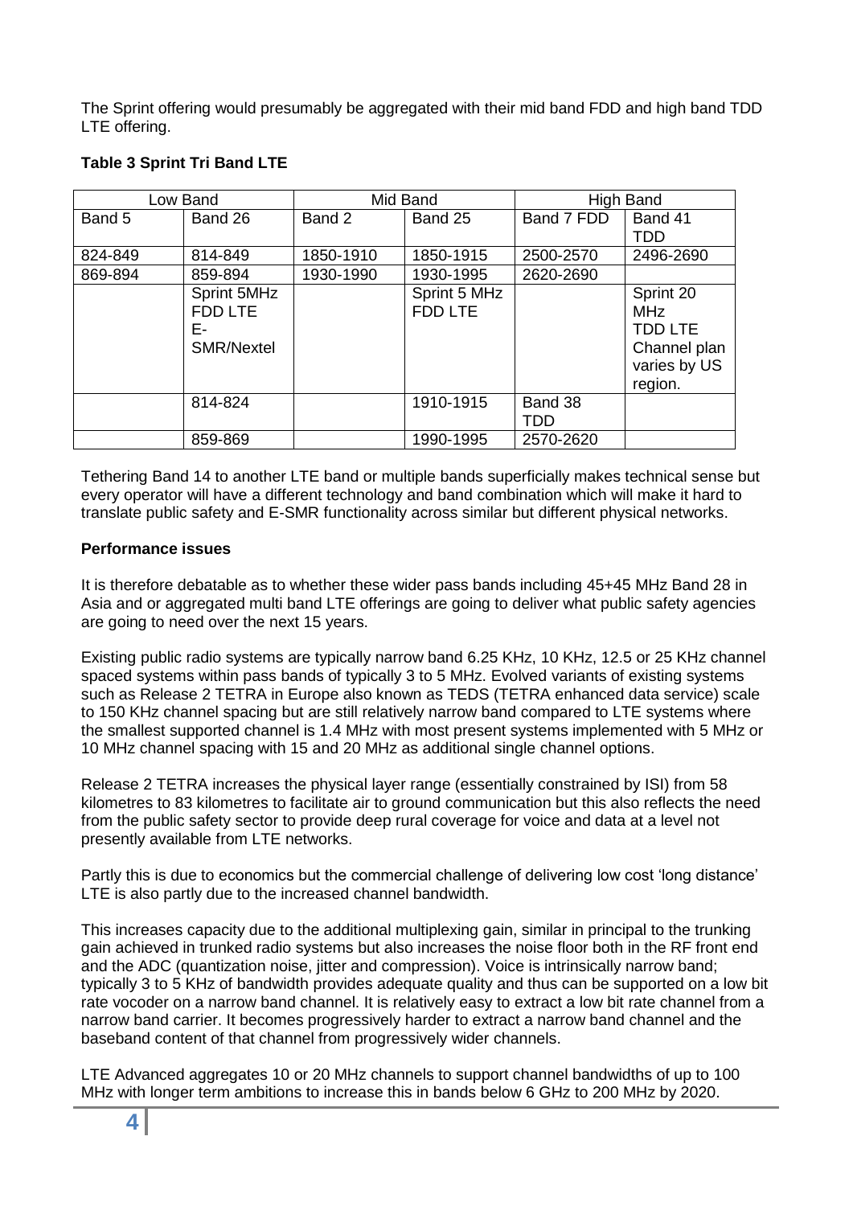The Sprint offering would presumably be aggregated with their mid band FDD and high band TDD LTE offering.

**Table 3 Sprint Tri Band LTE**

| Low Band | | Mid Band | | High Band | |
|---|---|---|---|---|---|
| Band 5 | Band 26 | Band 2 | Band 25 | Band 7 FDD | Band 41 TDD |
| 824-849 | 814-849 | 1850-1910 | 1850-1915 | 2500-2570 | 2496-2690 |
| 869-894 | 859-894 | 1930-1990 | 1930-1995 | 2620-2690 | |
| | Sprint 5MHz FDD LTE E-SMR/Nextel | | Sprint 5 MHz FDD LTE | | Sprint 20 MHz TDD LTE Channel plan varies by US region. |
| | 814-824 | | 1910-1915 | Band 38 TDD | |
| | 859-869 | | 1990-1995 | 2570-2620 | |

Tethering Band 14 to another LTE band or multiple bands superficially makes technical sense but every operator will have a different technology and band combination which will make it hard to translate public safety and E-SMR functionality across similar but different physical networks.

**Performance issues**

It is therefore debatable as to whether these wider pass bands including 45+45 MHz Band 28 in Asia and or aggregated multi band LTE offerings are going to deliver what public safety agencies are going to need over the next 15 years.

Existing public radio systems are typically narrow band 6.25 KHz, 10 KHz, 12.5 or 25 KHz channel spaced systems within pass bands of typically 3 to 5 MHz. Evolved variants of existing systems such as Release 2 TETRA in Europe also known as TEDS (TETRA enhanced data service) scale to 150 KHz channel spacing but are still relatively narrow band compared to LTE systems where the smallest supported channel is 1.4 MHz with most present systems implemented with 5 MHz or 10 MHz channel spacing with 15 and 20 MHz as additional single channel options.

Release 2 TETRA increases the physical layer range (essentially constrained by ISI) from 58 kilometres to 83 kilometres to facilitate air to ground communication but this also reflects the need from the public safety sector to provide deep rural coverage for voice and data at a level not presently available from LTE networks.

Partly this is due to economics but the commercial challenge of delivering low cost 'long distance' LTE is also partly due to the increased channel bandwidth.

This increases capacity due to the additional multiplexing gain, similar in principal to the trunking gain achieved in trunked radio systems but also increases the noise floor both in the RF front end and the ADC (quantization noise, jitter and compression). Voice is intrinsically narrow band; typically 3 to 5 KHz of bandwidth provides adequate quality and thus can be supported on a low bit rate vocoder on a narrow band channel. It is relatively easy to extract a low bit rate channel from a narrow band carrier. It becomes progressively harder to extract a narrow band channel and the baseband content of that channel from progressively wider channels.

LTE Advanced aggregates 10 or 20 MHz channels to support channel bandwidths of up to 100 MHz with longer term ambitions to increase this in bands below 6 GHz to 200 MHz by 2020.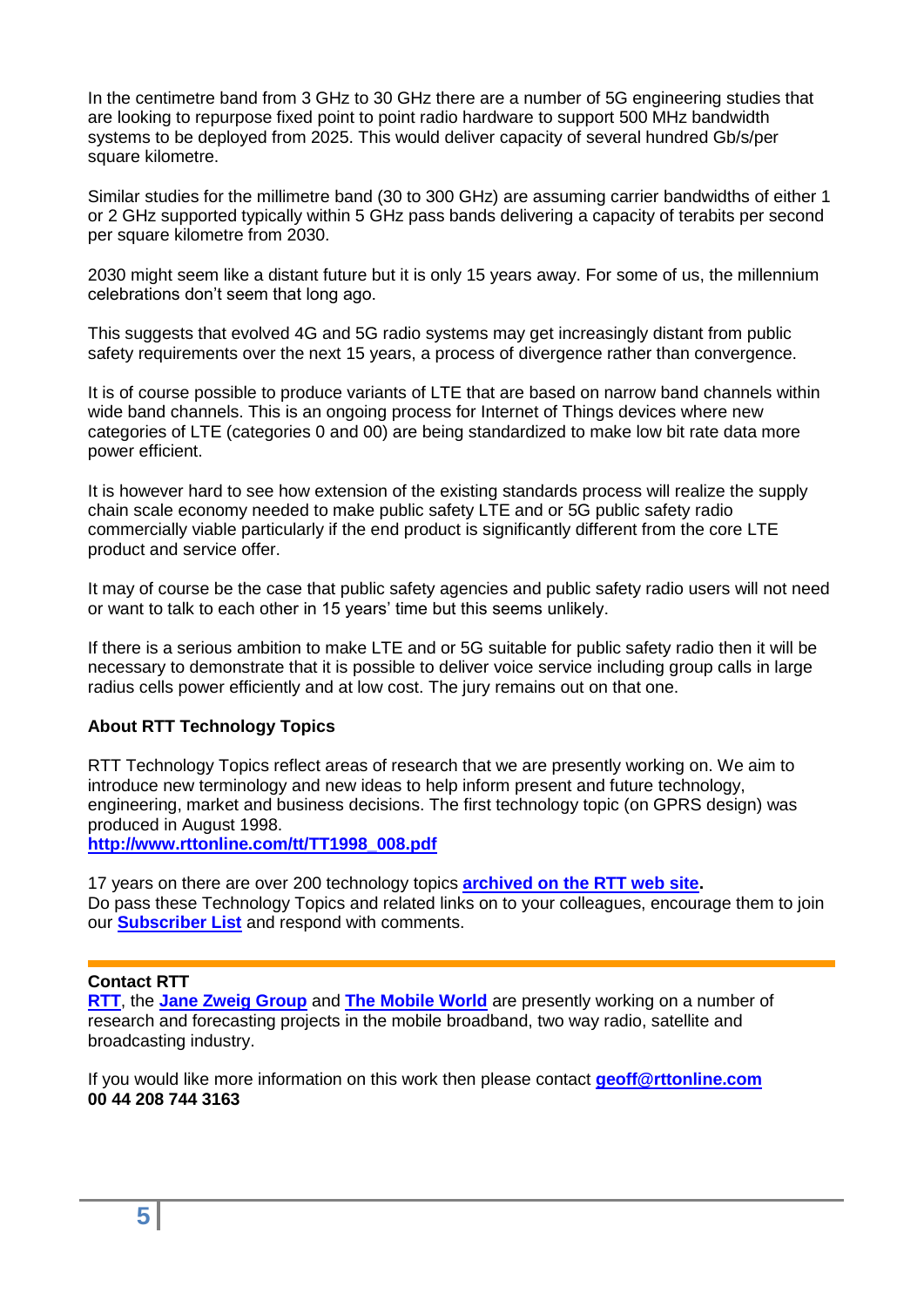In the centimetre band from 3 GHz to 30 GHz there are a number of 5G engineering studies that are looking to repurpose fixed point to point radio hardware to support 500 MHz bandwidth systems to be deployed from 2025. This would deliver capacity of several hundred Gb/s/per square kilometre.

Similar studies for the millimetre band (30 to 300 GHz) are assuming carrier bandwidths of either 1 or 2 GHz supported typically within 5 GHz pass bands delivering a capacity of terabits per second per square kilometre from 2030.

2030 might seem like a distant future but it is only 15 years away. For some of us, the millennium celebrations don't seem that long ago.

This suggests that evolved 4G and 5G radio systems may get increasingly distant from public safety requirements over the next 15 years, a process of divergence rather than convergence.

It is of course possible to produce variants of LTE that are based on narrow band channels within wide band channels. This is an ongoing process for Internet of Things devices where new categories of LTE (categories 0 and 00) are being standardized to make low bit rate data more power efficient.

It is however hard to see how extension of the existing standards process will realize the supply chain scale economy needed to make public safety LTE and or 5G public safety radio commercially viable particularly if the end product is significantly different from the core LTE product and service offer.

It may of course be the case that public safety agencies and public safety radio users will not need or want to talk to each other in 15 years' time but this seems unlikely.

If there is a serious ambition to make LTE and or 5G suitable for public safety radio then it will be necessary to demonstrate that it is possible to deliver voice service including group calls in large radius cells power efficiently and at low cost. The jury remains out on that one.

**About RTT Technology Topics**

RTT Technology Topics reflect areas of research that we are presently working on. We aim to introduce new terminology and new ideas to help inform present and future technology, engineering, market and business decisions. The first technology topic (on GPRS design) was produced in August 1998.
**http://www.rttonline.com/tt/TT1998_008.pdf**

17 years on there are over 200 technology topics **archived on the RTT web site.**
Do pass these Technology Topics and related links on to your colleagues, encourage them to join our **Subscriber List** and respond with comments.

**Contact RTT**
**RTT**, the **Jane Zweig Group** and **The Mobile World** are presently working on a number of research and forecasting projects in the mobile broadband, two way radio, satellite and broadcasting industry.

If you would like more information on this work then please contact **geoff@rttonline.com**
**00 44 208 744 3163**